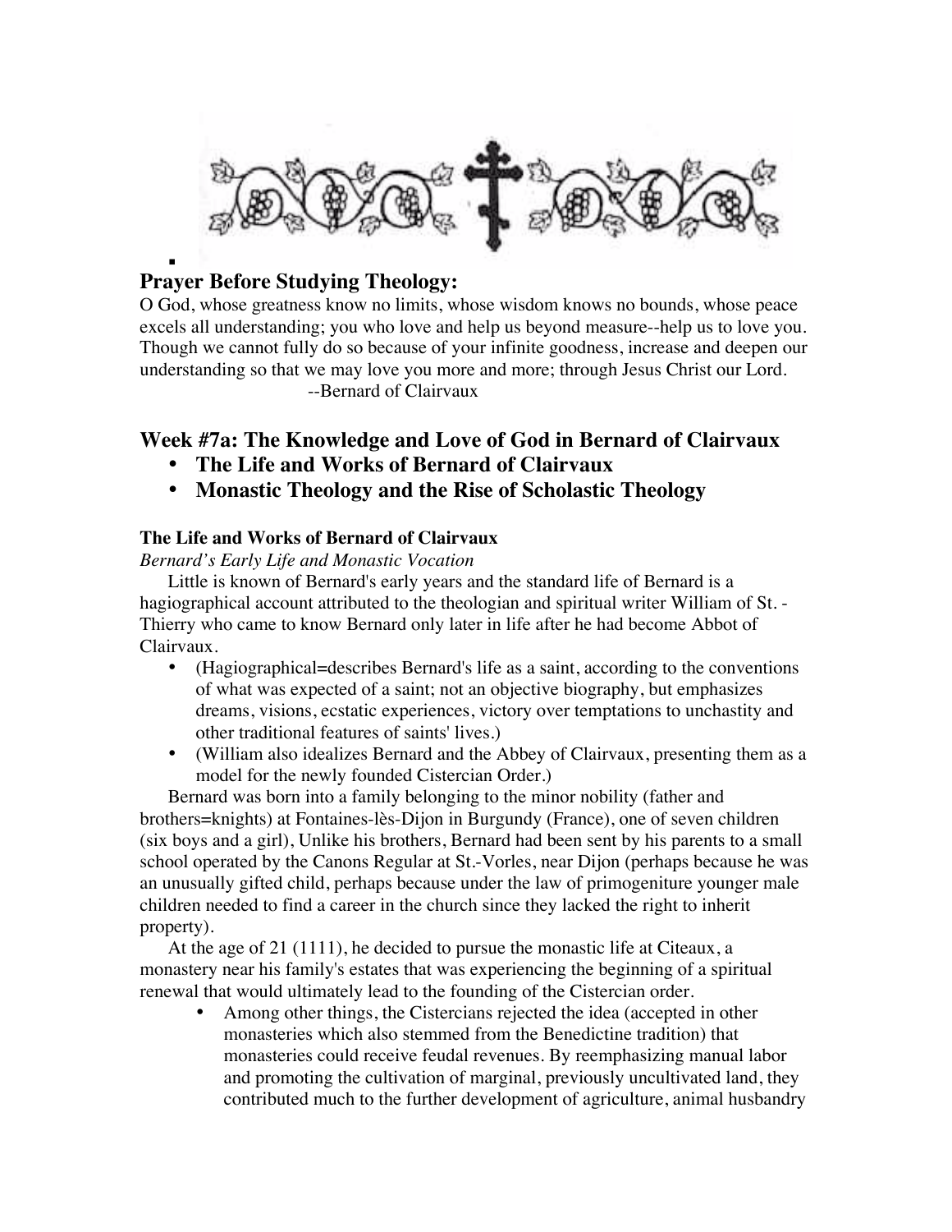## Prayer Before Studying Theology:

O God, whose greatness know no limits, whose wisdom knows no bounds, whose peace excels all understanding; you who love and help us beyond measure--help us to love you. Though we cannot fully do so because of your infinite goodness, increase and deepen our understanding so that we may love you more and more; through Jesus Christ our Lord.

--Bernard of Clairvaux

## Week #7a: The Knowledge and Love of God in Bernard of Clairvaux

- **The Life and Works of Bernard of Clairvaux**
- **Monastic Theology and the Rise of Scholastic Theology**

### The Life and Works of Bernard of Clairvaux

*Bernard's Early Life and Monastic Vocation*

Little is known of Bernard's early years and the standard life of Bernard is a hagiographical account attributed to the theologian and spiritual writer William of St. - Thierry who came to know Bernard only later in life after he had become Abbot of Clairvaux.

- (Hagiographical=describes Bernard's life as a saint, according to the conventions of what was expected of a saint; not an objective biography, but emphasizes dreams, visions, ecstatic experiences, victory over temptations to unchastity and other traditional features of saints' lives.)
- (William also idealizes Bernard and the Abbey of Clairvaux, presenting them as a model for the newly founded Cistercian Order.)

Bernard was born into a family belonging to the minor nobility (father and brothers=knights) at Fontaines-lès-Dijon in Burgundy (France), one of seven children (six boys and a girl), Unlike his brothers, Bernard had been sent by his parents to a small school operated by the Canons Regular at St.-Vorles, near Dijon (perhaps because he was an unusually gifted child, perhaps because under the law of primogeniture younger male children needed to find a career in the church since they lacked the right to inherit property).

At the age of 21 (1111), he decided to pursue the monastic life at Citeaux, a monastery near his family's estates that was experiencing the beginning of a spiritual renewal that would ultimately lead to the founding of the Cistercian order.

- Among other things, the Cistercians rejected the idea (accepted in other monasteries which also stemmed from the Benedictine tradition) that monasteries could receive feudal revenues. By reemphasizing manual labor and promoting the cultivation of marginal, previously uncultivated land, they contributed much to the further development of agriculture, animal husbandry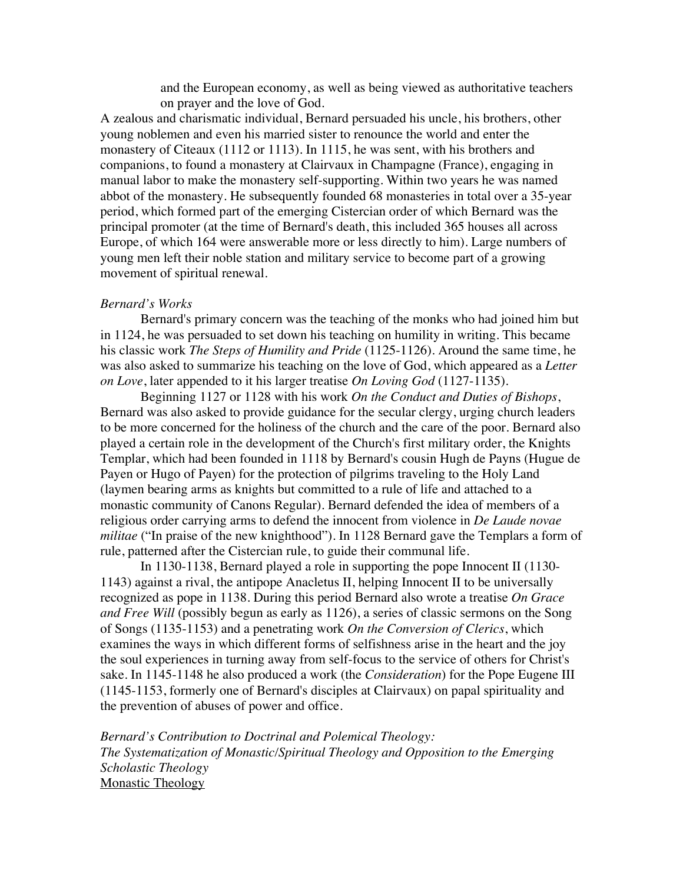and the European economy, as well as being viewed as authoritative teachers on prayer and the love of God.

A zealous and charismatic individual, Bernard persuaded his uncle, his brothers, other young noblemen and even his married sister to renounce the world and enter the monastery of Citeaux (1112 or 1113). In 1115, he was sent, with his brothers and companions, to found a monastery at Clairvaux in Champagne (France), engaging in manual labor to make the monastery self-supporting. Within two years he was named abbot of the monastery. He subsequently founded 68 monasteries in total over a 35-year period, which formed part of the emerging Cistercian order of which Bernard was the principal promoter (at the time of Bernard's death, this included 365 houses all across Europe, of which 164 were answerable more or less directly to him). Large numbers of young men left their noble station and military service to become part of a growing movement of spiritual renewal.

*Bernard's Works*

Bernard's primary concern was the teaching of the monks who had joined him but in 1124, he was persuaded to set down his teaching on humility in writing. This became his classic work *The Steps of Humility and Pride* (1125-1126). Around the same time, he was also asked to summarize his teaching on the love of God, which appeared as a *Letter on Love*, later appended to it his larger treatise *On Loving God* (1127-1135).

Beginning 1127 or 1128 with his work *On the Conduct and Duties of Bishops*, Bernard was also asked to provide guidance for the secular clergy, urging church leaders to be more concerned for the holiness of the church and the care of the poor. Bernard also played a certain role in the development of the Church's first military order, the Knights Templar, which had been founded in 1118 by Bernard's cousin Hugh de Payns (Hugue de Payen or Hugo of Payen) for the protection of pilgrims traveling to the Holy Land (laymen bearing arms as knights but committed to a rule of life and attached to a monastic community of Canons Regular). Bernard defended the idea of members of a religious order carrying arms to defend the innocent from violence in *De Laude novae militae* ("In praise of the new knighthood"). In 1128 Bernard gave the Templars a form of rule, patterned after the Cistercian rule, to guide their communal life.

In 1130-1138, Bernard played a role in supporting the pope Innocent II (1130-1143) against a rival, the antipope Anacletus II, helping Innocent II to be universally recognized as pope in 1138. During this period Bernard also wrote a treatise *On Grace and Free Will* (possibly begun as early as 1126), a series of classic sermons on the Song of Songs (1135-1153) and a penetrating work *On the Conversion of Clerics*, which examines the ways in which different forms of selfishness arise in the heart and the joy the soul experiences in turning away from self-focus to the service of others for Christ's sake. In 1145-1148 he also produced a work (the *Consideration*) for the Pope Eugene III (1145-1153, formerly one of Bernard's disciples at Clairvaux) on papal spirituality and the prevention of abuses of power and office.

*Bernard's Contribution to Doctrinal and Polemical Theology:*
*The Systematization of Monastic/Spiritual Theology and Opposition to the Emerging Scholastic Theology*

Monastic Theology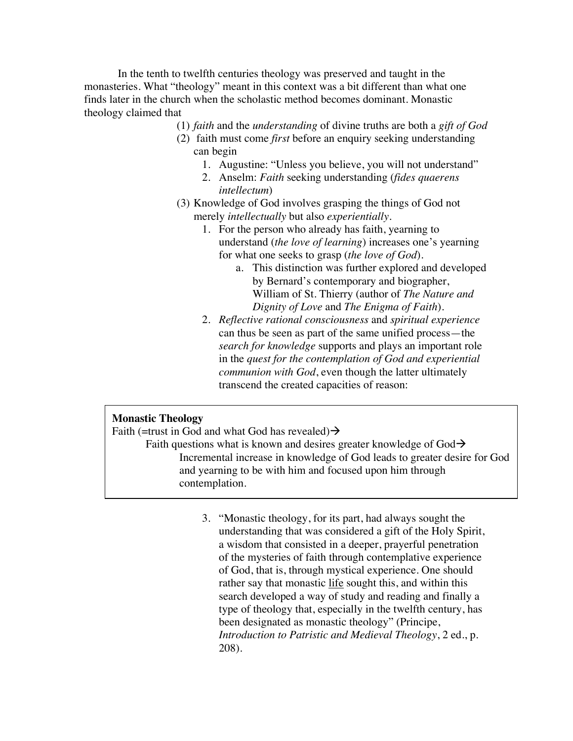In the tenth to twelfth centuries theology was preserved and taught in the monasteries. What "theology" meant in this context was a bit different than what one finds later in the church when the scholastic method becomes dominant. Monastic theology claimed that

(1) *faith* and the *understanding* of divine truths are both a *gift of God*

(2) faith must come *first* before an enquiry seeking understanding can begin

1. Augustine: "Unless you believe, you will not understand"
2. Anselm: *Faith* seeking understanding (*fides quaerens intellectum*)

(3) Knowledge of God involves grasping the things of God not merely *intellectually* but also *experientially*.

1. For the person who already has faith, yearning to understand (*the love of learning*) increases one's yearning for what one seeks to grasp (*the love of God*).
   a. This distinction was further explored and developed by Bernard's contemporary and biographer, William of St. Thierry (author of *The Nature and Dignity of Love* and *The Enigma of Faith*).
2. *Reflective rational consciousness* and *spiritual experience* can thus be seen as part of the same unified process—the *search for knowledge* supports and plays an important role in the *quest for the contemplation of God and experiential communion with God*, even though the latter ultimately transcend the created capacities of reason:

> **Monastic Theology**
>
> Faith (=trust in God and what God has revealed)→
>
> Faith questions what is known and desires greater knowledge of God→
>
> Incremental increase in knowledge of God leads to greater desire for God and yearning to be with him and focused upon him through contemplation.

3. "Monastic theology, for its part, had always sought the understanding that was considered a gift of the Holy Spirit, a wisdom that consisted in a deeper, prayerful penetration of the mysteries of faith through contemplative experience of God, that is, through mystical experience. One should rather say that monastic <u>life</u> sought this, and within this search developed a way of study and reading and finally a type of theology that, especially in the twelfth century, has been designated as monastic theology" (Principe, *Introduction to Patristic and Medieval Theology*, 2 ed., p. 208).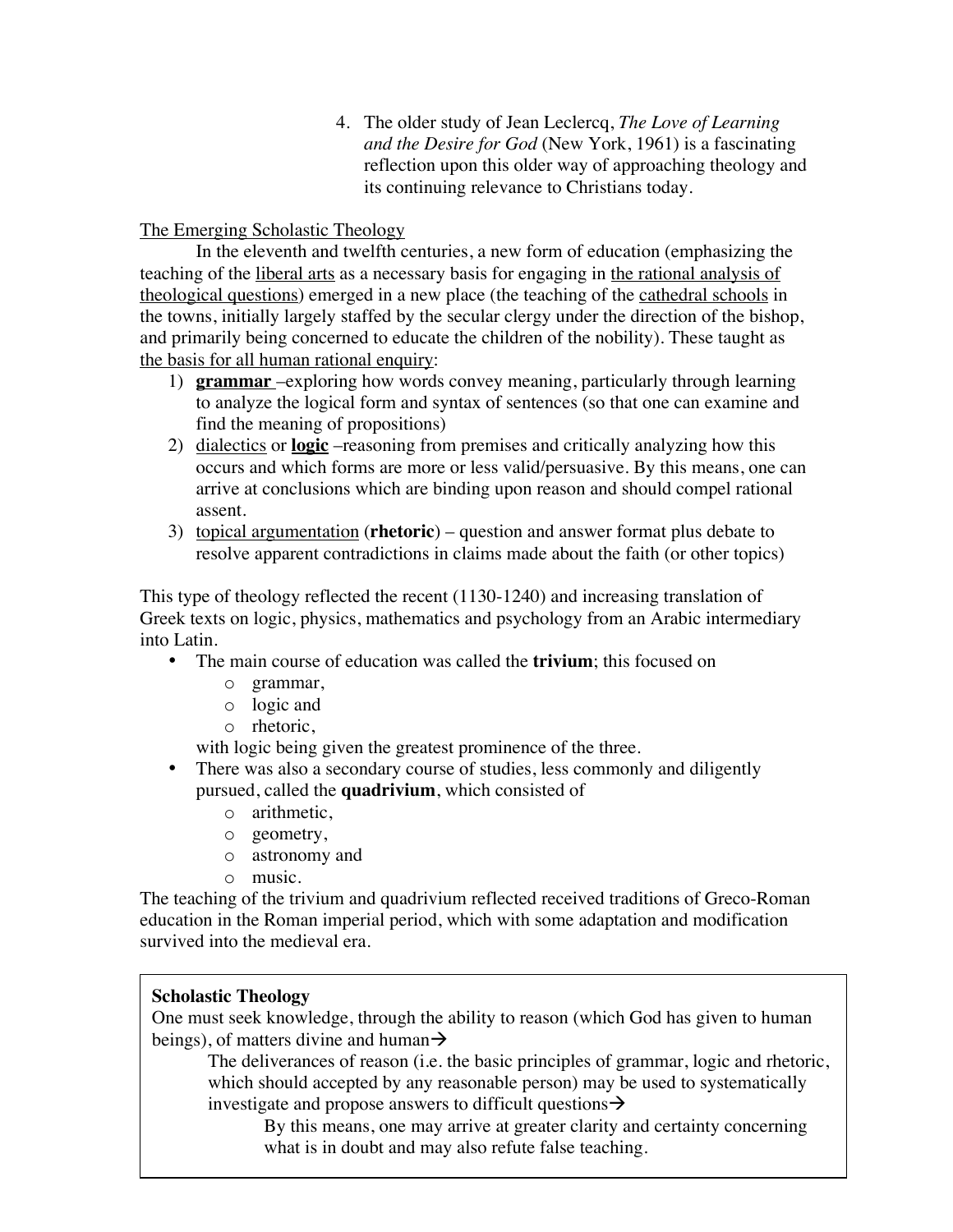4. The older study of Jean Leclercq, *The Love of Learning and the Desire for God* (New York, 1961) is a fascinating reflection upon this older way of approaching theology and its continuing relevance to Christians today.

<u>The Emerging Scholastic Theology</u>

In the eleventh and twelfth centuries, a new form of education (emphasizing the teaching of the <u>liberal arts</u> as a necessary basis for engaging in <u>the rational analysis of theological questions</u>) emerged in a new place (the teaching of the <u>cathedral schools</u> in the towns, initially largely staffed by the secular clergy under the direction of the bishop, and primarily being concerned to educate the children of the nobility). These taught as <u>the basis for all human rational enquiry</u>:

1) **<u>grammar</u>** –exploring how words convey meaning, particularly through learning to analyze the logical form and syntax of sentences (so that one can examine and find the meaning of propositions)
2) <u>dialectics</u> or **<u>logic</u>** –reasoning from premises and critically analyzing how this occurs and which forms are more or less valid/persuasive. By this means, one can arrive at conclusions which are binding upon reason and should compel rational assent.
3) <u>topical argumentation</u> (**rhetoric**) – question and answer format plus debate to resolve apparent contradictions in claims made about the faith (or other topics)

This type of theology reflected the recent (1130-1240) and increasing translation of Greek texts on logic, physics, mathematics and psychology from an Arabic intermediary into Latin.

- The main course of education was called the **trivium**; this focused on
  - grammar,
  - logic and
  - rhetoric,

  with logic being given the greatest prominence of the three.
- There was also a secondary course of studies, less commonly and diligently pursued, called the **quadrivium**, which consisted of
  - arithmetic,
  - geometry,
  - astronomy and
  - music.

The teaching of the trivium and quadrivium reflected received traditions of Greco-Roman education in the Roman imperial period, which with some adaptation and modification survived into the medieval era.

> **Scholastic Theology**
>
> One must seek knowledge, through the ability to reason (which God has given to human beings), of matters divine and human→
>
> The deliverances of reason (i.e. the basic principles of grammar, logic and rhetoric, which should accepted by any reasonable person) may be used to systematically investigate and propose answers to difficult questions→
>
> By this means, one may arrive at greater clarity and certainty concerning what is in doubt and may also refute false teaching.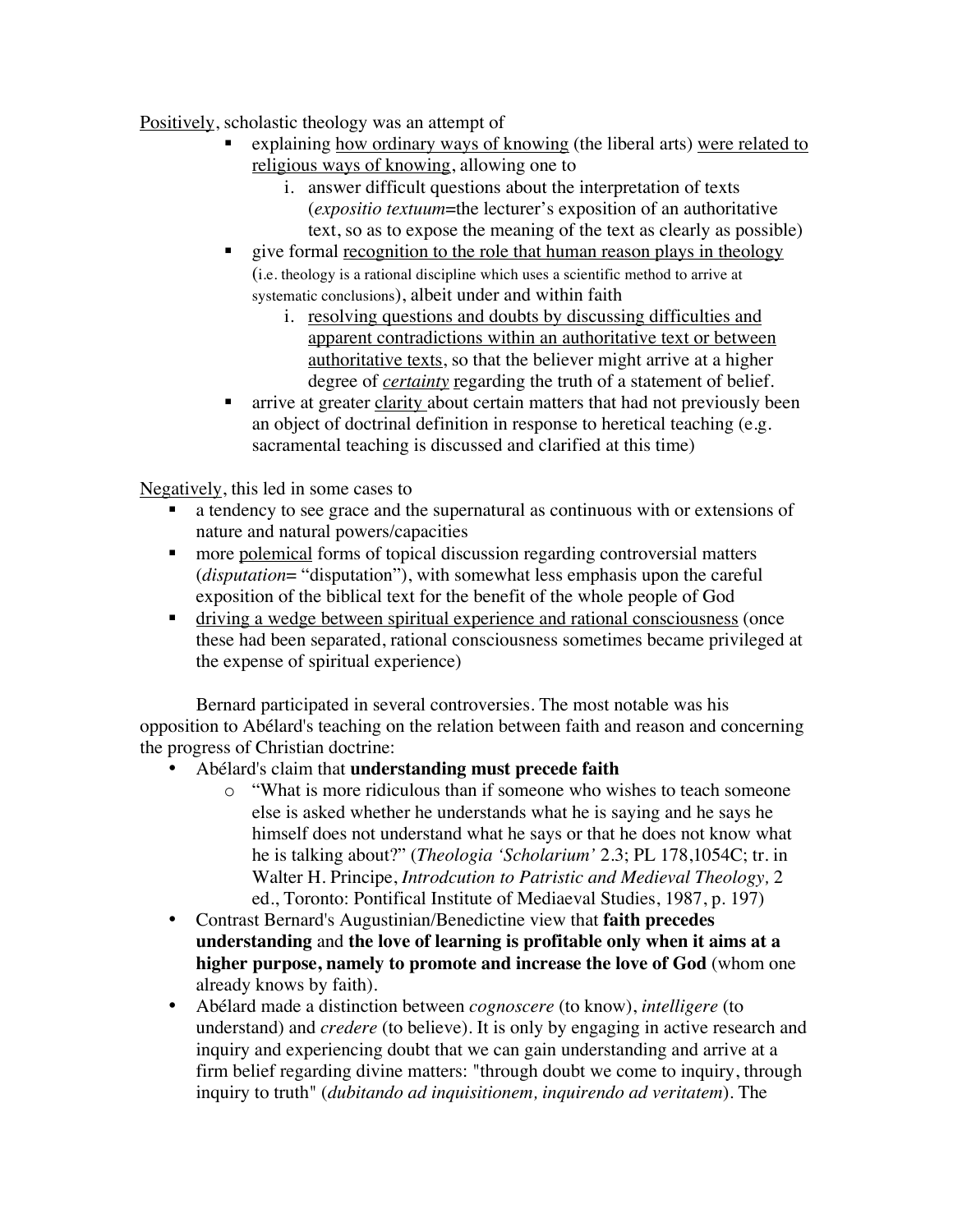<u>Positively</u>, scholastic theology was an attempt of

- explaining <u>how ordinary ways of knowing</u> (the liberal arts) <u>were related to religious ways of knowing</u>, allowing one to
    i. answer difficult questions about the interpretation of texts (*expositio textuum*=the lecturer's exposition of an authoritative text, so as to expose the meaning of the text as clearly as possible)
- give formal <u>recognition to the role that human reason plays in theology</u> (i.e. theology is a rational discipline which uses a scientific method to arrive at systematic conclusions), albeit under and within faith
    i. <u>resolving questions and doubts by discussing difficulties and apparent contradictions within an authoritative text or between authoritative texts</u>, so that the believer might arrive at a higher degree of <u>*certainty*</u> regarding the truth of a statement of belief.
- arrive at greater <u>clarity</u> about certain matters that had not previously been an object of doctrinal definition in response to heretical teaching (e.g. sacramental teaching is discussed and clarified at this time)

<u>Negatively</u>, this led in some cases to

- a tendency to see grace and the supernatural as continuous with or extensions of nature and natural powers/capacities
- more <u>polemical</u> forms of topical discussion regarding controversial matters (*disputation*= "disputation"), with somewhat less emphasis upon the careful exposition of the biblical text for the benefit of the whole people of God
- <u>driving a wedge between spiritual experience and rational consciousness</u> (once these had been separated, rational consciousness sometimes became privileged at the expense of spiritual experience)

Bernard participated in several controversies. The most notable was his opposition to Abélard's teaching on the relation between faith and reason and concerning the progress of Christian doctrine:

- Abélard's claim that **understanding must precede faith**
    - "What is more ridiculous than if someone who wishes to teach someone else is asked whether he understands what he is saying and he says he himself does not understand what he says or that he does not know what he is talking about?" (*Theologia 'Scholarium'* 2.3; PL 178,1054C; tr. in Walter H. Principe, *Introdcution to Patristic and Medieval Theology,* 2 ed., Toronto: Pontifical Institute of Mediaeval Studies, 1987, p. 197)
- Contrast Bernard's Augustinian/Benedictine view that **faith precedes understanding** and **the love of learning is profitable only when it aims at a higher purpose, namely to promote and increase the love of God** (whom one already knows by faith).
- Abélard made a distinction between *cognoscere* (to know), *intelligere* (to understand) and *credere* (to believe). It is only by engaging in active research and inquiry and experiencing doubt that we can gain understanding and arrive at a firm belief regarding divine matters: "through doubt we come to inquiry, through inquiry to truth" (*dubitando ad inquisitionem, inquirendo ad veritatem*). The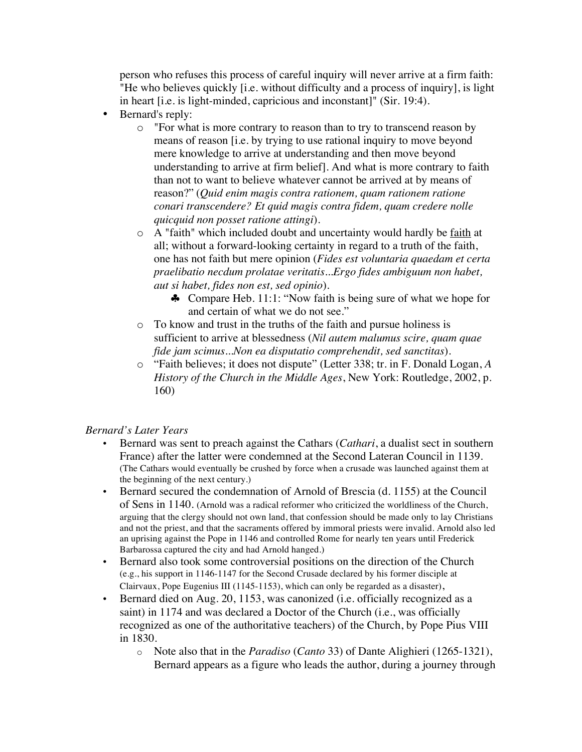person who refuses this process of careful inquiry will never arrive at a firm faith: "He who believes quickly [i.e. without difficulty and a process of inquiry], is light in heart [i.e. is light-minded, capricious and inconstant]" (Sir. 19:4).

- Bernard's reply:
  - "For what is more contrary to reason than to try to transcend reason by means of reason [i.e. by trying to use rational inquiry to move beyond mere knowledge to arrive at understanding and then move beyond understanding to arrive at firm belief]. And what is more contrary to faith than not to want to believe whatever cannot be arrived at by means of reason?" (*Quid enim magis contra rationem, quam rationem ratione conari transcendere? Et quid magis contra fidem, quam credere nolle quicquid non posset ratione attingi*).
  - A "faith" which included doubt and uncertainty would hardly be <u>faith</u> at all; without a forward-looking certainty in regard to a truth of the faith, one has not faith but mere opinion (*Fides est voluntaria quaedam et certa praelibatio necdum prolatae veritatis...Ergo fides ambiguum non habet, aut si habet, fides non est, sed opinio*).
    - ♣ Compare Heb. 11:1: "Now faith is being sure of what we hope for and certain of what we do not see."
  - To know and trust in the truths of the faith and pursue holiness is sufficient to arrive at blessedness (*Nil autem malumus scire, quam quae fide jam scimus...Non ea disputatio comprehendit, sed sanctitas*).
  - "Faith believes; it does not dispute" (Letter 338; tr. in F. Donald Logan, *A History of the Church in the Middle Ages*, New York: Routledge, 2002, p. 160)

*Bernard's Later Years*

- Bernard was sent to preach against the Cathars (*Cathari*, a dualist sect in southern France) after the latter were condemned at the Second Lateran Council in 1139. (The Cathars would eventually be crushed by force when a crusade was launched against them at the beginning of the next century.)
- Bernard secured the condemnation of Arnold of Brescia (d. 1155) at the Council of Sens in 1140. (Arnold was a radical reformer who criticized the worldliness of the Church, arguing that the clergy should not own land, that confession should be made only to lay Christians and not the priest, and that the sacraments offered by immoral priests were invalid. Arnold also led an uprising against the Pope in 1146 and controlled Rome for nearly ten years until Frederick Barbarossa captured the city and had Arnold hanged.)
- Bernard also took some controversial positions on the direction of the Church (e.g., his support in 1146-1147 for the Second Crusade declared by his former disciple at Clairvaux, Pope Eugenius III (1145-1153), which can only be regarded as a disaster),
- Bernard died on Aug. 20, 1153, was canonized (i.e. officially recognized as a saint) in 1174 and was declared a Doctor of the Church (i.e., was officially recognized as one of the authoritative teachers) of the Church, by Pope Pius VIII in 1830.
  - Note also that in the *Paradiso* (*Canto* 33) of Dante Alighieri (1265-1321), Bernard appears as a figure who leads the author, during a journey through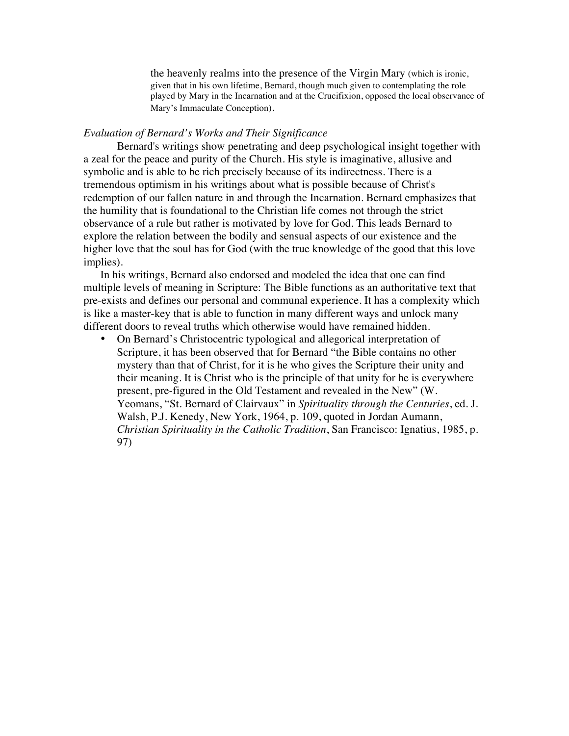the heavenly realms into the presence of the Virgin Mary (which is ironic, given that in his own lifetime, Bernard, though much given to contemplating the role played by Mary in the Incarnation and at the Crucifixion, opposed the local observance of Mary's Immaculate Conception).

*Evaluation of Bernard's Works and Their Significance*

Bernard's writings show penetrating and deep psychological insight together with a zeal for the peace and purity of the Church. His style is imaginative, allusive and symbolic and is able to be rich precisely because of its indirectness. There is a tremendous optimism in his writings about what is possible because of Christ's redemption of our fallen nature in and through the Incarnation. Bernard emphasizes that the humility that is foundational to the Christian life comes not through the strict observance of a rule but rather is motivated by love for God. This leads Bernard to explore the relation between the bodily and sensual aspects of our existence and the higher love that the soul has for God (with the true knowledge of the good that this love implies).

In his writings, Bernard also endorsed and modeled the idea that one can find multiple levels of meaning in Scripture: The Bible functions as an authoritative text that pre-exists and defines our personal and communal experience. It has a complexity which is like a master-key that is able to function in many different ways and unlock many different doors to reveal truths which otherwise would have remained hidden.

- On Bernard's Christocentric typological and allegorical interpretation of Scripture, it has been observed that for Bernard "the Bible contains no other mystery than that of Christ, for it is he who gives the Scripture their unity and their meaning. It is Christ who is the principle of that unity for he is everywhere present, pre-figured in the Old Testament and revealed in the New" (W. Yeomans, "St. Bernard of Clairvaux" in *Spirituality through the Centuries*, ed. J. Walsh, P.J. Kenedy, New York, 1964, p. 109, quoted in Jordan Aumann, *Christian Spirituality in the Catholic Tradition*, San Francisco: Ignatius, 1985, p. 97)